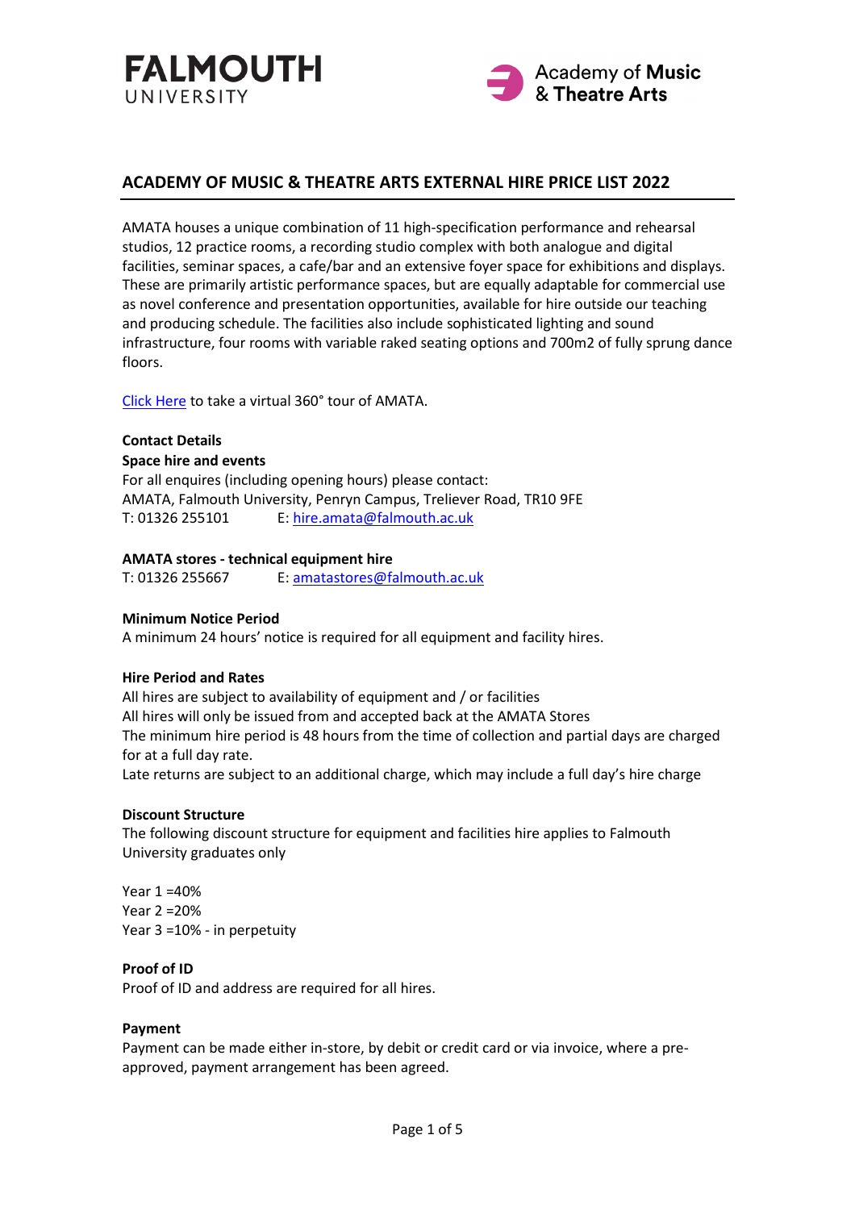# ACADEMY OF MUSIC & THEATRE ARTS EXTERNAL HIRE PRICE LIST 2022

AMATA houses a unique combination of 11 high-specification performance and rehearsal studios, 12 practice rooms, a recording studio complex with both analogue and digital facilities, seminar spaces, a cafe/bar and an extensive foyer space for exhibitions and displays. These are primarily artistic performance spaces, but are equally adaptable for commercial use as novel conference and presentation opportunities, available for hire outside our teaching and producing schedule. The facilities also include sophisticated lighting and sound infrastructure, four rooms with variable raked seating options and 700m2 of fully sprung dance floors.

Click Here to take a virtual 360° tour of AMATA.

**Contact Details**

**Space hire and events**

For all enquires (including opening hours) please contact:
AMATA, Falmouth University, Penryn Campus, Treliever Road, TR10 9FE
T: 01326 255101 E: hire.amata@falmouth.ac.uk

**AMATA stores - technical equipment hire**

T: 01326 255667 E: amatastores@falmouth.ac.uk

**Minimum Notice Period**

A minimum 24 hours' notice is required for all equipment and facility hires.

**Hire Period and Rates**

All hires are subject to availability of equipment and / or facilities
All hires will only be issued from and accepted back at the AMATA Stores
The minimum hire period is 48 hours from the time of collection and partial days are charged for at a full day rate.
Late returns are subject to an additional charge, which may include a full day's hire charge

**Discount Structure**

The following discount structure for equipment and facilities hire applies to Falmouth University graduates only

Year 1 =40%
Year 2 =20%
Year 3 =10% - in perpetuity

**Proof of ID**

Proof of ID and address are required for all hires.

**Payment**

Payment can be made either in-store, by debit or credit card or via invoice, where a pre-approved, payment arrangement has been agreed.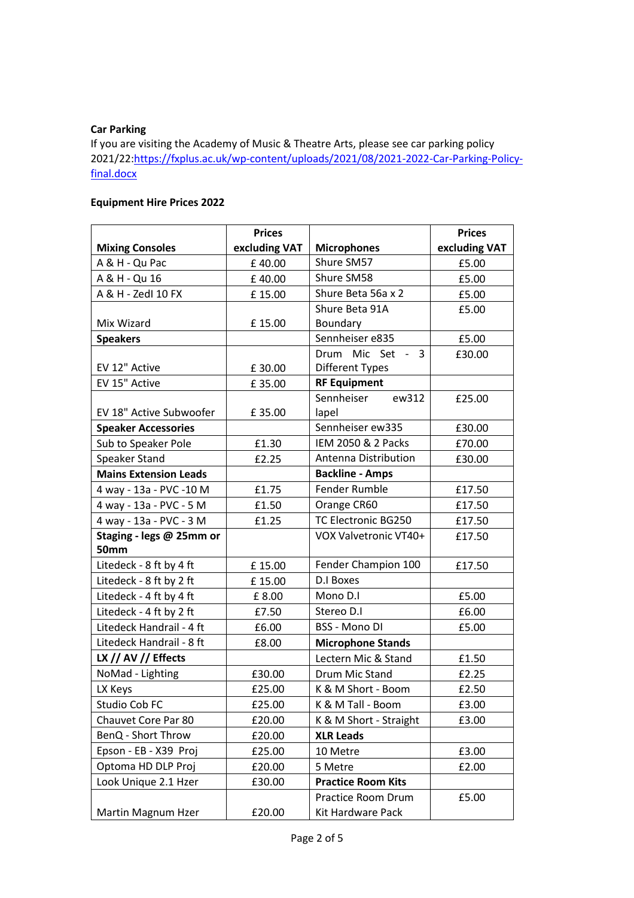**Car Parking**

If you are visiting the Academy of Music & Theatre Arts, please see car parking policy 2021/22:https://fxplus.ac.uk/wp-content/uploads/2021/08/2021-2022-Car-Parking-Policy-final.docx

**Equipment Hire Prices 2022**

| Mixing Consoles | Prices excluding VAT | Microphones | Prices excluding VAT |
|---|---|---|---|
| A & H - Qu Pac | £ 40.00 | Shure SM57 | £5.00 |
| A & H - Qu 16 | £ 40.00 | Shure SM58 | £5.00 |
| A & H - Zedl 10 FX | £ 15.00 | Shure Beta 56a x 2 | £5.00 |
| Mix Wizard | £ 15.00 | Shure Beta 91A Boundary | £5.00 |
| **Speakers** | | Sennheiser e835 | £5.00 |
| EV 12" Active | £ 30.00 | Drum Mic Set - 3 Different Types | £30.00 |
| EV 15" Active | £ 35.00 | **RF Equipment** | |
| EV 18" Active Subwoofer | £ 35.00 | Sennheiser ew312 lapel | £25.00 |
| **Speaker Accessories** | | Sennheiser ew335 | £30.00 |
| Sub to Speaker Pole | £1.30 | IEM 2050 & 2 Packs | £70.00 |
| Speaker Stand | £2.25 | Antenna Distribution | £30.00 |
| **Mains Extension Leads** | | **Backline - Amps** | |
| 4 way - 13a - PVC -10 M | £1.75 | Fender Rumble | £17.50 |
| 4 way - 13a - PVC - 5 M | £1.50 | Orange CR60 | £17.50 |
| 4 way - 13a - PVC - 3 M | £1.25 | TC Electronic BG250 | £17.50 |
| **Staging - legs @ 25mm or 50mm** | | VOX Valvetronic VT40+ | £17.50 |
| Litedeck - 8 ft by 4 ft | £ 15.00 | Fender Champion 100 | £17.50 |
| Litedeck - 8 ft by 2 ft | £ 15.00 | D.I Boxes | |
| Litedeck - 4 ft by 4 ft | £ 8.00 | Mono D.I | £5.00 |
| Litedeck - 4 ft by 2 ft | £7.50 | Stereo D.I | £6.00 |
| Litedeck Handrail - 4 ft | £6.00 | BSS - Mono DI | £5.00 |
| Litedeck Handrail - 8 ft | £8.00 | **Microphone Stands** | |
| **LX // AV // Effects** | | Lectern Mic & Stand | £1.50 |
| NoMad - Lighting | £30.00 | Drum Mic Stand | £2.25 |
| LX Keys | £25.00 | K & M Short - Boom | £2.50 |
| Studio Cob FC | £25.00 | K & M Tall - Boom | £3.00 |
| Chauvet Core Par 80 | £20.00 | K & M Short - Straight | £3.00 |
| BenQ - Short Throw | £20.00 | **XLR Leads** | |
| Epson - EB - X39 Proj | £25.00 | 10 Metre | £3.00 |
| Optoma HD DLP Proj | £20.00 | 5 Metre | £2.00 |
| Look Unique 2.1 Hzer | £30.00 | **Practice Room Kits** | |
| Martin Magnum Hzer | £20.00 | Practice Room Drum Kit Hardware Pack | £5.00 |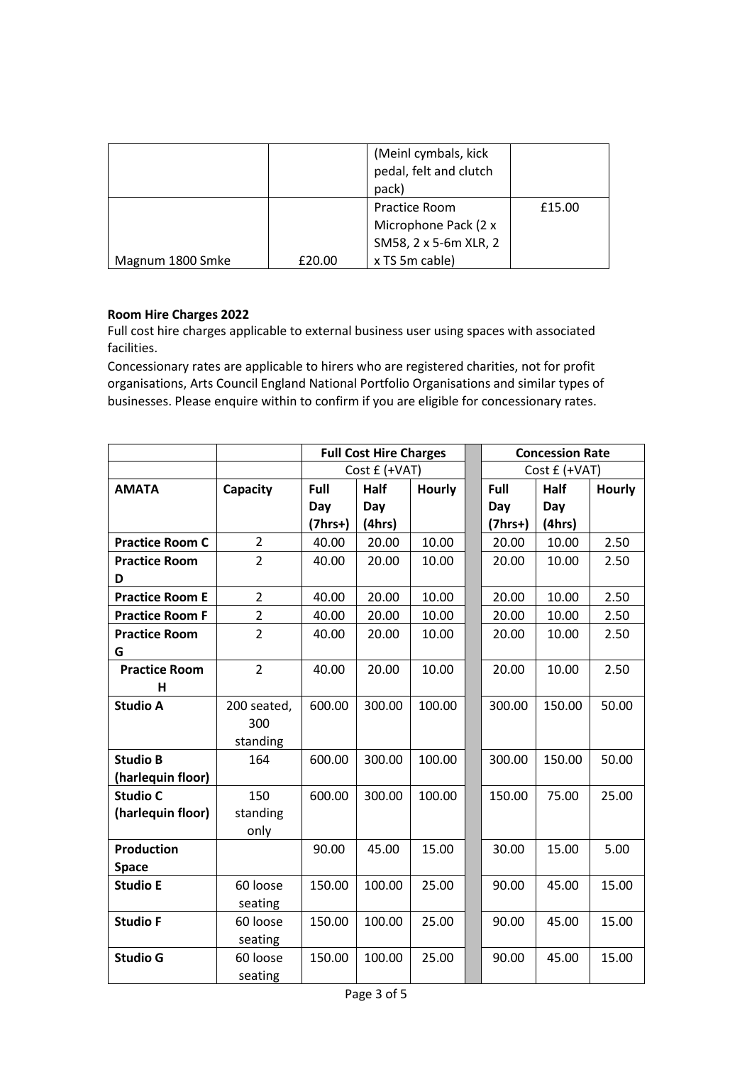| | | | |
|---|---|---|---|
| | | (Meinl cymbals, kick pedal, felt and clutch pack) | |
| Magnum 1800 Smke | £20.00 | Practice Room Microphone Pack (2 x SM58, 2 x 5-6m XLR, 2 x TS 5m cable) | £15.00 |

**Room Hire Charges 2022**

Full cost hire charges applicable to external business user using spaces with associated facilities.

Concessionary rates are applicable to hirers who are registered charities, not for profit organisations, Arts Council England National Portfolio Organisations and similar types of businesses. Please enquire within to confirm if you are eligible for concessionary rates.

| | | **Full Cost Hire Charges** | | | | **Concession Rate** | | |
|---|---|---|---|---|---|---|---|---|
| | | Cost £ (+VAT) | | | | Cost £ (+VAT) | | |
| **AMATA** | **Capacity** | **Full Day (7hrs+)** | **Half Day (4hrs)** | **Hourly** | | **Full Day (7hrs+)** | **Half Day (4hrs)** | **Hourly** |
| **Practice Room C** | 2 | 40.00 | 20.00 | 10.00 | | 20.00 | 10.00 | 2.50 |
| **Practice Room D** | 2 | 40.00 | 20.00 | 10.00 | | 20.00 | 10.00 | 2.50 |
| **Practice Room E** | 2 | 40.00 | 20.00 | 10.00 | | 20.00 | 10.00 | 2.50 |
| **Practice Room F** | 2 | 40.00 | 20.00 | 10.00 | | 20.00 | 10.00 | 2.50 |
| **Practice Room G** | 2 | 40.00 | 20.00 | 10.00 | | 20.00 | 10.00 | 2.50 |
| **Practice Room H** | 2 | 40.00 | 20.00 | 10.00 | | 20.00 | 10.00 | 2.50 |
| **Studio A** | 200 seated, 300 standing | 600.00 | 300.00 | 100.00 | | 300.00 | 150.00 | 50.00 |
| **Studio B (harlequin floor)** | 164 | 600.00 | 300.00 | 100.00 | | 300.00 | 150.00 | 50.00 |
| **Studio C (harlequin floor)** | 150 standing only | 600.00 | 300.00 | 100.00 | | 150.00 | 75.00 | 25.00 |
| **Production Space** | | 90.00 | 45.00 | 15.00 | | 30.00 | 15.00 | 5.00 |
| **Studio E** | 60 loose seating | 150.00 | 100.00 | 25.00 | | 90.00 | 45.00 | 15.00 |
| **Studio F** | 60 loose seating | 150.00 | 100.00 | 25.00 | | 90.00 | 45.00 | 15.00 |
| **Studio G** | 60 loose seating | 150.00 | 100.00 | 25.00 | | 90.00 | 45.00 | 15.00 |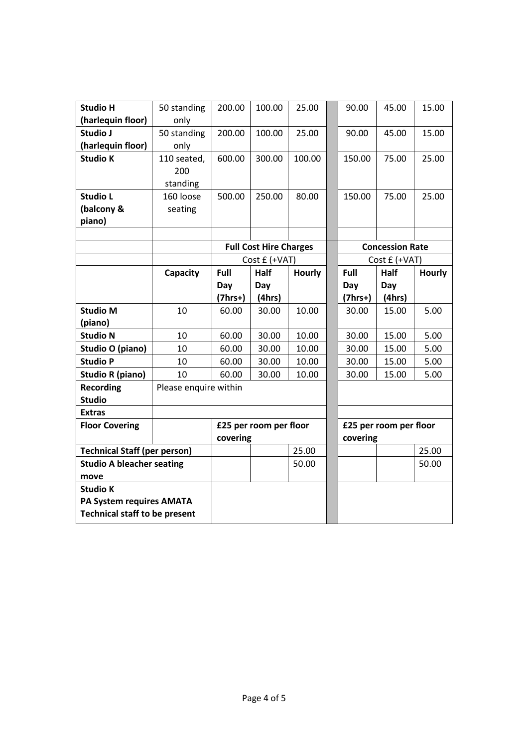| | | | | | | | | |
|---|---|---|---|---|---|---|---|---|
| **Studio H (harlequin floor)** | 50 standing only | 200.00 | 100.00 | 25.00 | | 90.00 | 45.00 | 15.00 |
| **Studio J (harlequin floor)** | 50 standing only | 200.00 | 100.00 | 25.00 | | 90.00 | 45.00 | 15.00 |
| **Studio K** | 110 seated, 200 standing | 600.00 | 300.00 | 100.00 | | 150.00 | 75.00 | 25.00 |
| **Studio L (balcony & piano)** | 160 loose seating | 500.00 | 250.00 | 80.00 | | 150.00 | 75.00 | 25.00 |
| | | | | | | | | |
| | | **Full Cost Hire Charges** | | | | **Concession Rate** | | |
| | | Cost £ (+VAT) | | | | Cost £ (+VAT) | | |
| | **Capacity** | **Full Day (7hrs+)** | **Half Day (4hrs)** | **Hourly** | | **Full Day (7hrs+)** | **Half Day (4hrs)** | **Hourly** |
| **Studio M (piano)** | 10 | 60.00 | 30.00 | 10.00 | | 30.00 | 15.00 | 5.00 |
| **Studio N** | 10 | 60.00 | 30.00 | 10.00 | | 30.00 | 15.00 | 5.00 |
| **Studio O (piano)** | 10 | 60.00 | 30.00 | 10.00 | | 30.00 | 15.00 | 5.00 |
| **Studio P** | 10 | 60.00 | 30.00 | 10.00 | | 30.00 | 15.00 | 5.00 |
| **Studio R (piano)** | 10 | 60.00 | 30.00 | 10.00 | | 30.00 | 15.00 | 5.00 |
| **Recording Studio** | Please enquire within | | | | | | | |
| **Extras** | | | | | | | | |
| **Floor Covering** | | **£25 per room per floor covering** | | | | **£25 per room per floor covering** | | |
| **Technical Staff (per person)** | | | | 25.00 | | | | 25.00 |
| **Studio A bleacher seating move** | | | | 50.00 | | | | 50.00 |
| **Studio K PA System requires AMATA Technical staff to be present** | | | | | | | | |